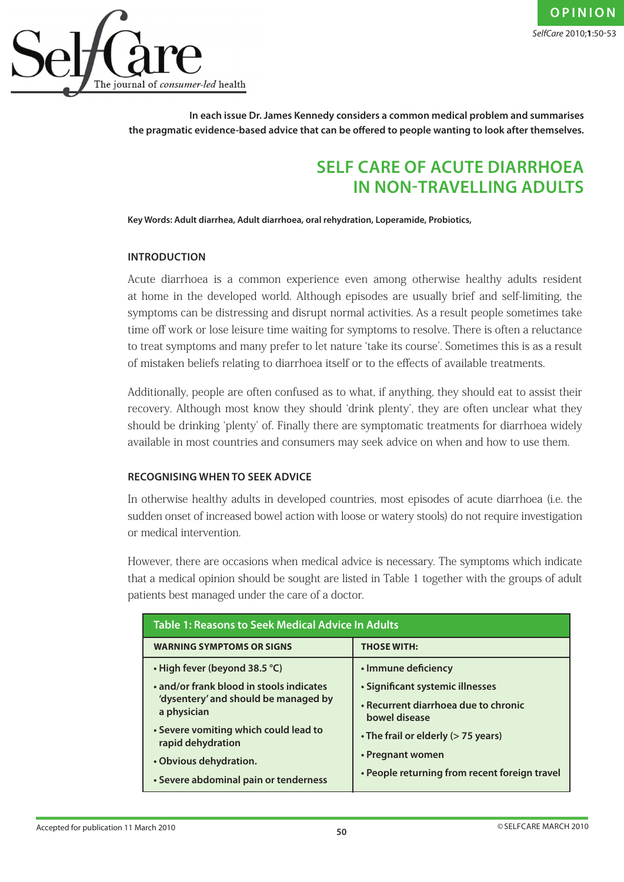**OPINION**

In each issue Dr. James Kennedy considers a common medical problem and summarises the pragmatic evidence-based advice that can be offered to people wanting to look after themselves.

# SELF CARE OF ACUTE DIARRHOEA IN NON-TRAVELLING ADULTS

**Key Words: Adult diarrhea, Adult diarrhoea, oral rehydration, Loperamide, Probiotics,**

## INTRODUCTION

Acute diarrhoea is a common experience even among otherwise healthy adults resident at home in the developed world. Although episodes are usually brief and self-limiting, the symptoms can be distressing and disrupt normal activities. As a result people sometimes take time off work or lose leisure time waiting for symptoms to resolve. There is often a reluctance to treat symptoms and many prefer to let nature 'take its course'. Sometimes this is as a result of mistaken beliefs relating to diarrhoea itself or to the effects of available treatments.

Additionally, people are often confused as to what, if anything, they should eat to assist their recovery. Although most know they should 'drink plenty', they are often unclear what they should be drinking 'plenty' of. Finally there are symptomatic treatments for diarrhoea widely available in most countries and consumers may seek advice on when and how to use them.

## RECOGNISING WHEN TO SEEK ADVICE

In otherwise healthy adults in developed countries, most episodes of acute diarrhoea (i.e. the sudden onset of increased bowel action with loose or watery stools) do not require investigation or medical intervention.

However, there are occasions when medical advice is necessary. The symptoms which indicate that a medical opinion should be sought are listed in Table 1 together with the groups of adult patients best managed under the care of a doctor.

**Table 1: Reasons to Seek Medical Advice In Adults**

| WARNING SYMPTOMS OR SIGNS | THOSE WITH: |
|---|---|
| • High fever (beyond 38.5 °C) | • Immune deficiency |
| • and/or frank blood in stools indicates 'dysentery' and should be managed by a physician | • Significant systemic illnesses |
| • Severe vomiting which could lead to rapid dehydration | • Recurrent diarrhoea due to chronic bowel disease |
| • Obvious dehydration. | • The frail or elderly (> 75 years) |
| • Severe abdominal pain or tenderness | • Pregnant women |
| | • People returning from recent foreign travel |

Accepted for publication 11 March 2010

© SELFCARE MARCH 2010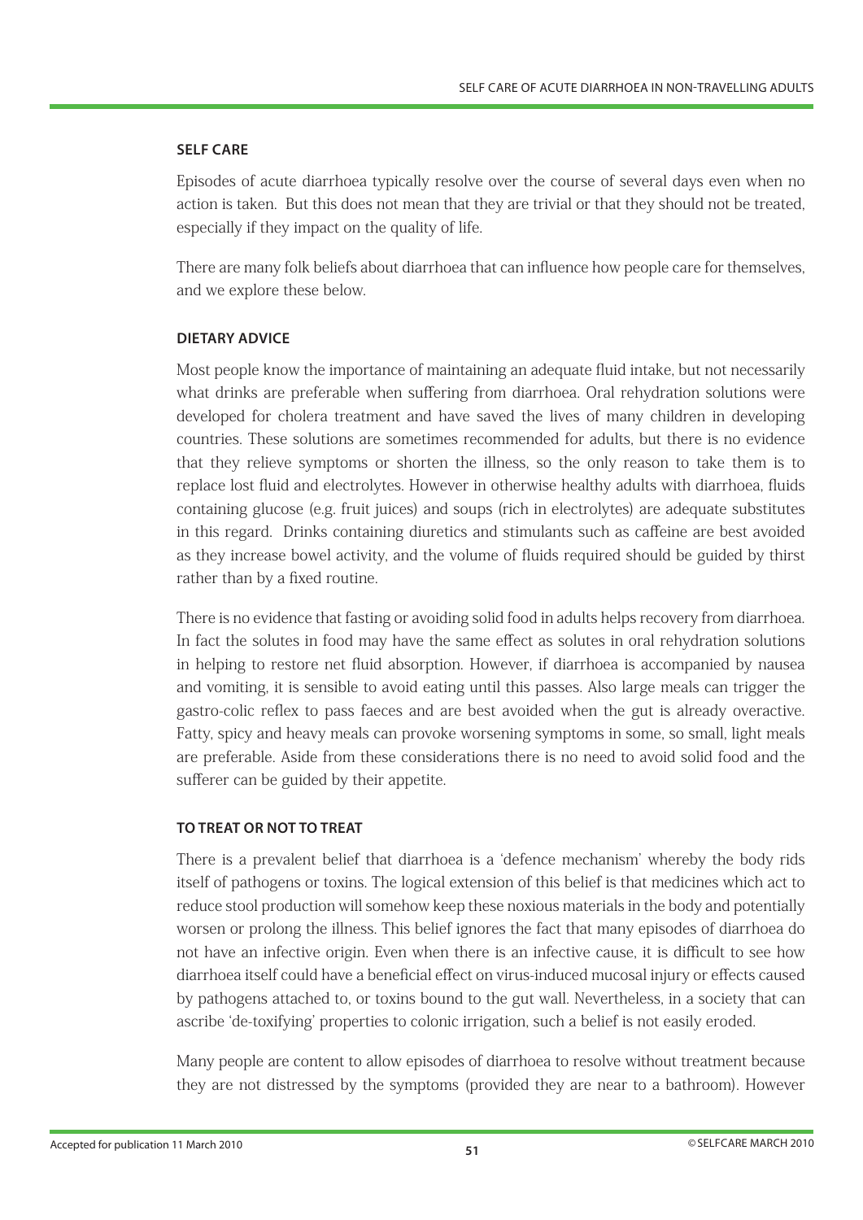## SELF CARE

Episodes of acute diarrhoea typically resolve over the course of several days even when no action is taken. But this does not mean that they are trivial or that they should not be treated, especially if they impact on the quality of life.

There are many folk beliefs about diarrhoea that can influence how people care for themselves, and we explore these below.

## DIETARY ADVICE

Most people know the importance of maintaining an adequate fluid intake, but not necessarily what drinks are preferable when suffering from diarrhoea. Oral rehydration solutions were developed for cholera treatment and have saved the lives of many children in developing countries. These solutions are sometimes recommended for adults, but there is no evidence that they relieve symptoms or shorten the illness, so the only reason to take them is to replace lost fluid and electrolytes. However in otherwise healthy adults with diarrhoea, fluids containing glucose (e.g. fruit juices) and soups (rich in electrolytes) are adequate substitutes in this regard. Drinks containing diuretics and stimulants such as caffeine are best avoided as they increase bowel activity, and the volume of fluids required should be guided by thirst rather than by a fixed routine.

There is no evidence that fasting or avoiding solid food in adults helps recovery from diarrhoea. In fact the solutes in food may have the same effect as solutes in oral rehydration solutions in helping to restore net fluid absorption. However, if diarrhoea is accompanied by nausea and vomiting, it is sensible to avoid eating until this passes. Also large meals can trigger the gastro-colic reflex to pass faeces and are best avoided when the gut is already overactive. Fatty, spicy and heavy meals can provoke worsening symptoms in some, so small, light meals are preferable. Aside from these considerations there is no need to avoid solid food and the sufferer can be guided by their appetite.

## TO TREAT OR NOT TO TREAT

There is a prevalent belief that diarrhoea is a 'defence mechanism' whereby the body rids itself of pathogens or toxins. The logical extension of this belief is that medicines which act to reduce stool production will somehow keep these noxious materials in the body and potentially worsen or prolong the illness. This belief ignores the fact that many episodes of diarrhoea do not have an infective origin. Even when there is an infective cause, it is difficult to see how diarrhoea itself could have a beneficial effect on virus-induced mucosal injury or effects caused by pathogens attached to, or toxins bound to the gut wall. Nevertheless, in a society that can ascribe 'de-toxifying' properties to colonic irrigation, such a belief is not easily eroded.

Many people are content to allow episodes of diarrhoea to resolve without treatment because they are not distressed by the symptoms (provided they are near to a bathroom). However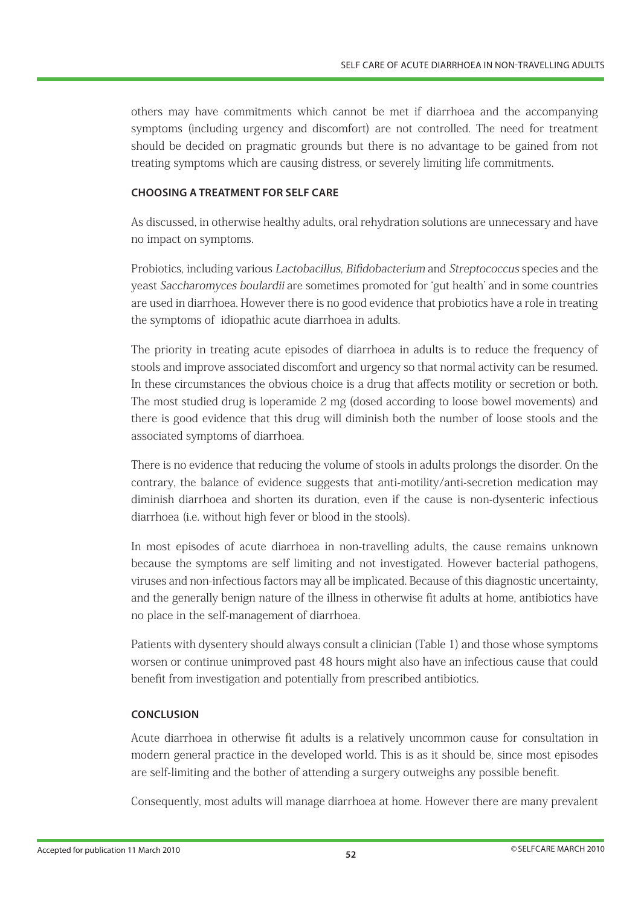others may have commitments which cannot be met if diarrhoea and the accompanying symptoms (including urgency and discomfort) are not controlled. The need for treatment should be decided on pragmatic grounds but there is no advantage to be gained from not treating symptoms which are causing distress, or severely limiting life commitments.

## CHOOSING A TREATMENT FOR SELF CARE

As discussed, in otherwise healthy adults, oral rehydration solutions are unnecessary and have no impact on symptoms.

Probiotics, including various *Lactobacillus, Bifidobacterium* and *Streptococcus* species and the yeast *Saccharomyces boulardii* are sometimes promoted for 'gut health' and in some countries are used in diarrhoea. However there is no good evidence that probiotics have a role in treating the symptoms of idiopathic acute diarrhoea in adults.

The priority in treating acute episodes of diarrhoea in adults is to reduce the frequency of stools and improve associated discomfort and urgency so that normal activity can be resumed. In these circumstances the obvious choice is a drug that affects motility or secretion or both. The most studied drug is loperamide 2 mg (dosed according to loose bowel movements) and there is good evidence that this drug will diminish both the number of loose stools and the associated symptoms of diarrhoea.

There is no evidence that reducing the volume of stools in adults prolongs the disorder. On the contrary, the balance of evidence suggests that anti-motility/anti-secretion medication may diminish diarrhoea and shorten its duration, even if the cause is non-dysenteric infectious diarrhoea (i.e. without high fever or blood in the stools).

In most episodes of acute diarrhoea in non-travelling adults, the cause remains unknown because the symptoms are self limiting and not investigated. However bacterial pathogens, viruses and non-infectious factors may all be implicated. Because of this diagnostic uncertainty, and the generally benign nature of the illness in otherwise fit adults at home, antibiotics have no place in the self-management of diarrhoea.

Patients with dysentery should always consult a clinician (Table 1) and those whose symptoms worsen or continue unimproved past 48 hours might also have an infectious cause that could benefit from investigation and potentially from prescribed antibiotics.

## CONCLUSION

Acute diarrhoea in otherwise fit adults is a relatively uncommon cause for consultation in modern general practice in the developed world. This is as it should be, since most episodes are self-limiting and the bother of attending a surgery outweighs any possible benefit.

Consequently, most adults will manage diarrhoea at home. However there are many prevalent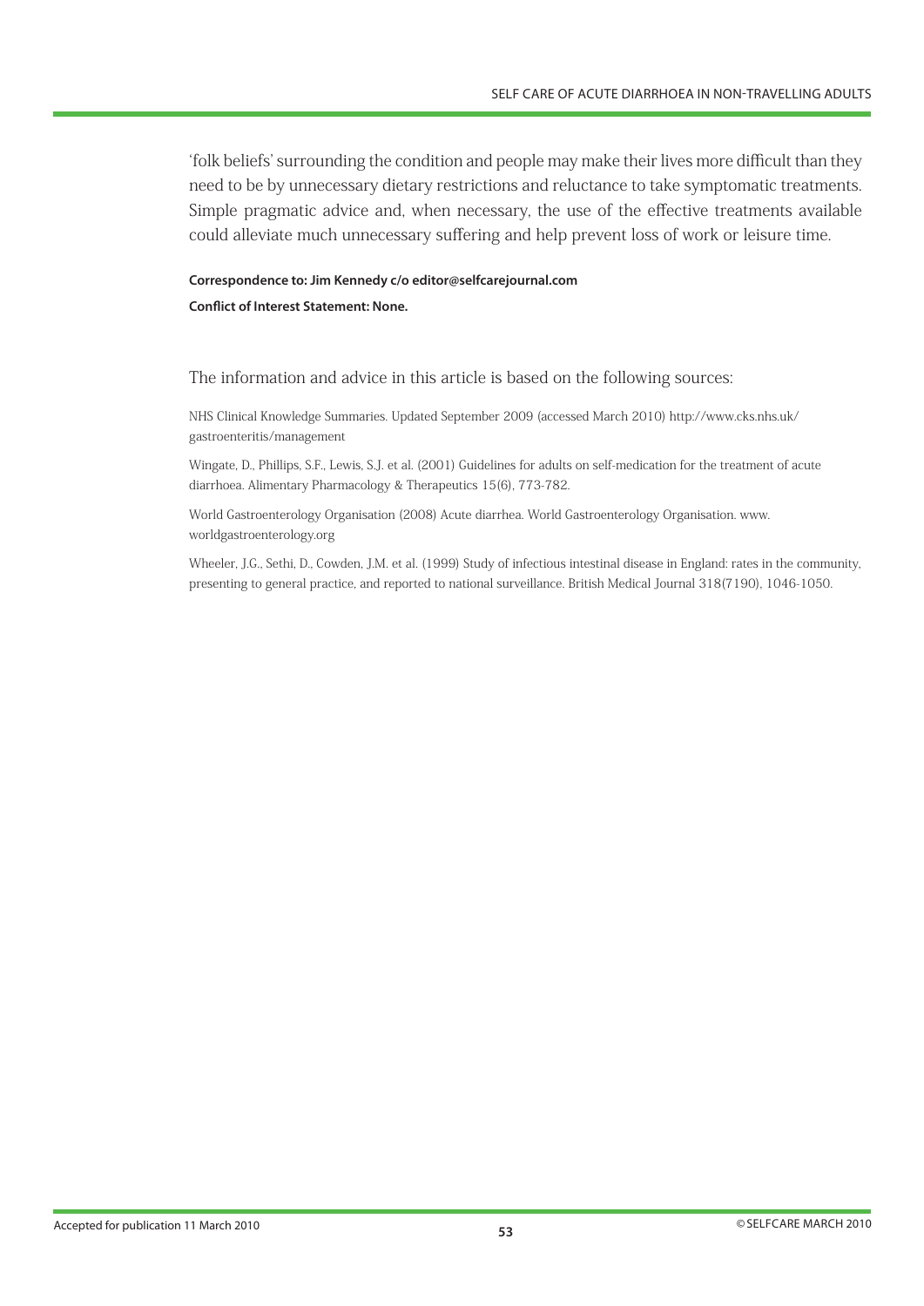'folk beliefs' surrounding the condition and people may make their lives more difficult than they need to be by unnecessary dietary restrictions and reluctance to take symptomatic treatments. Simple pragmatic advice and, when necessary, the use of the effective treatments available could alleviate much unnecessary suffering and help prevent loss of work or leisure time.

**Correspondence to: Jim Kennedy c/o editor@selfcarejournal.com**

**Conflict of Interest Statement: None.**

The information and advice in this article is based on the following sources:

NHS Clinical Knowledge Summaries. Updated September 2009 (accessed March 2010) http://www.cks.nhs.uk/gastroenteritis/management

Wingate, D., Phillips, S.F., Lewis, S.J. et al. (2001) Guidelines for adults on self-medication for the treatment of acute diarrhoea. Alimentary Pharmacology & Therapeutics 15(6), 773-782.

World Gastroenterology Organisation (2008) Acute diarrhea. World Gastroenterology Organisation. www.worldgastroenterology.org

Wheeler, J.G., Sethi, D., Cowden, J.M. et al. (1999) Study of infectious intestinal disease in England: rates in the community, presenting to general practice, and reported to national surveillance. British Medical Journal 318(7190), 1046-1050.

Accepted for publication 11 March 2010